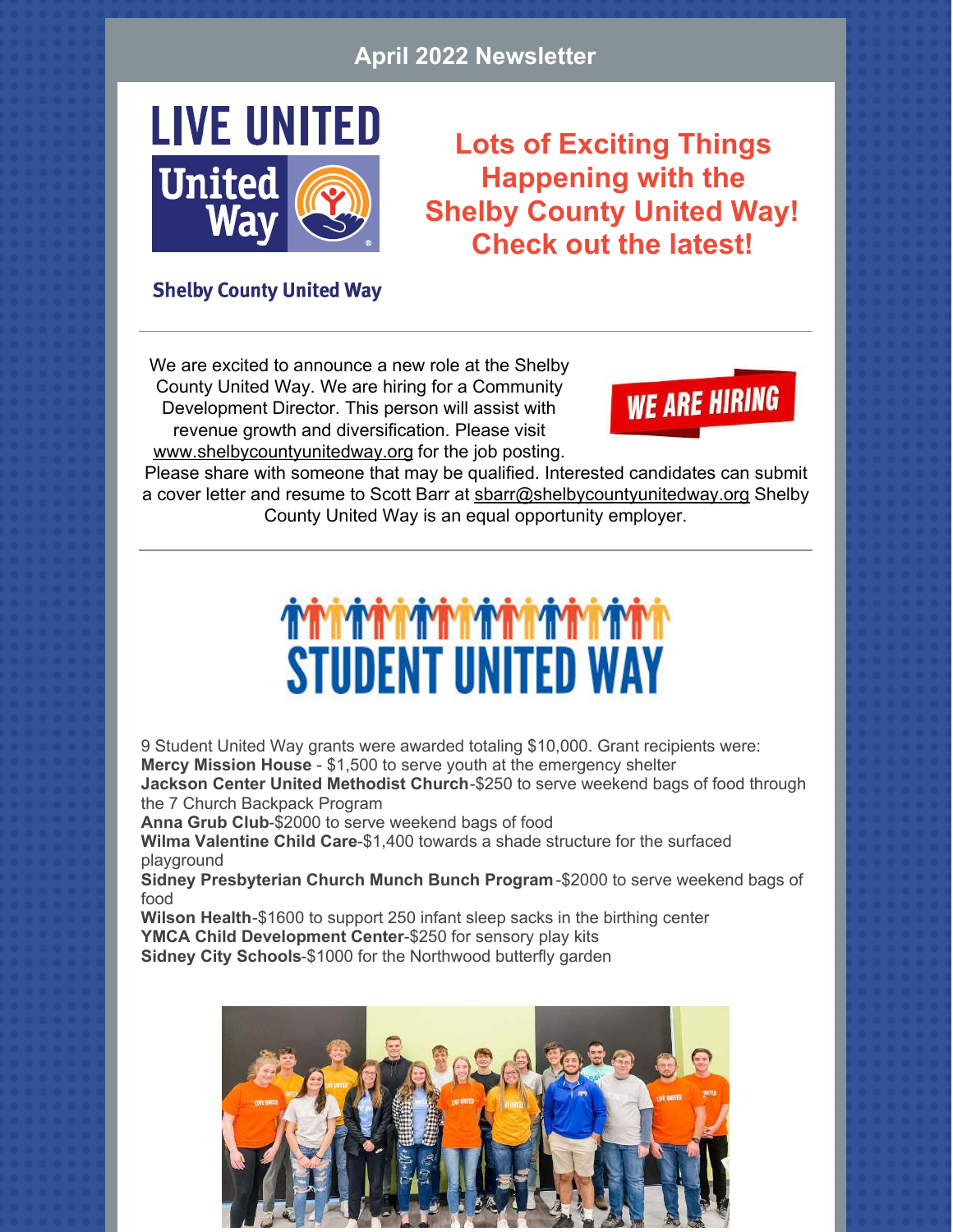## April 2022 Newsletter

LIVE UNITED

United Way

Shelby County United Way

## Lots of Exciting Things Happening with the Shelby County United Way! Check out the latest!

---

We are excited to announce a new role at the Shelby County United Way. We are hiring for a Community Development Director. This person will assist with revenue growth and diversification. Please visit www.shelbycountyunitedway.org for the job posting.

WE ARE HIRING

Please share with someone that may be qualified. Interested candidates can submit a cover letter and resume to Scott Barr at sbarr@shelbycountyunitedway.org Shelby County United Way is an equal opportunity employer.

---

# STUDENT UNITED WAY

9 Student United Way grants were awarded totaling $10,000. Grant recipients were:

**Mercy Mission House** - $1,500 to serve youth at the emergency shelter
**Jackson Center United Methodist Church**-$250 to serve weekend bags of food through the 7 Church Backpack Program
**Anna Grub Club**-$2000 to serve weekend bags of food
**Wilma Valentine Child Care**-$1,400 towards a shade structure for the surfaced playground
**Sidney Presbyterian Church Munch Bunch Program**-$2000 to serve weekend bags of food
**Wilson Health**-$1600 to support 250 infant sleep sacks in the birthing center
**YMCA Child Development Center**-$250 for sensory play kits
**Sidney City Schools**-$1000 for the Northwood butterfly garden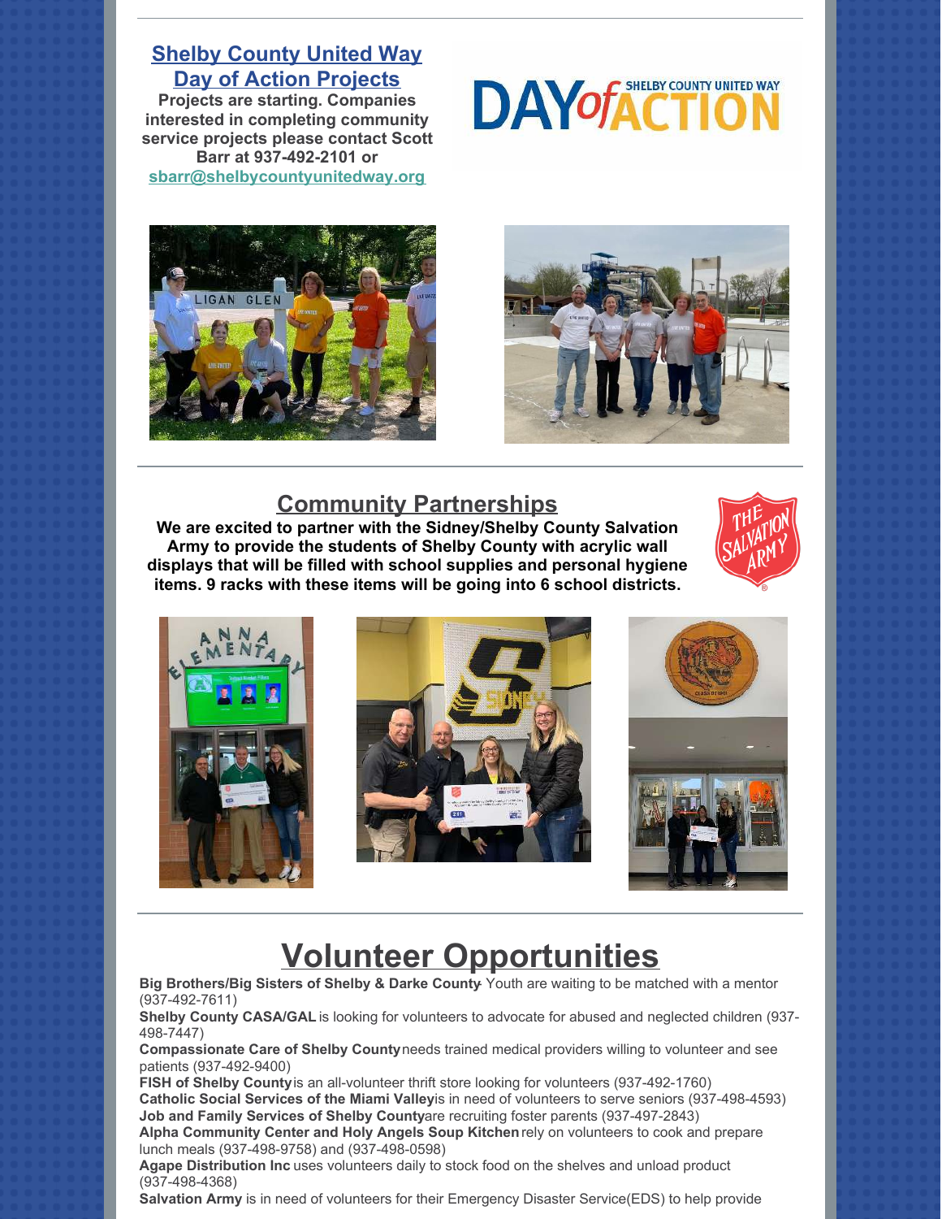## Shelby County United Way Day of Action Projects

**Projects are starting. Companies interested in completing community service projects please contact Scott Barr at 937-492-2101 or sbarr@shelbycountyunitedway.org**

## Community Partnerships

**We are excited to partner with the Sidney/Shelby County Salvation Army to provide the students of Shelby County with acrylic wall displays that will be filled with school supplies and personal hygiene items. 9 racks with these items will be going into 6 school districts.**

# Volunteer Opportunities

**Big Brothers/Big Sisters of Shelby & Darke County**- Youth are waiting to be matched with a mentor (937-492-7611)

**Shelby County CASA/GAL** is looking for volunteers to advocate for abused and neglected children (937-498-7447)

**Compassionate Care of Shelby County** needs trained medical providers willing to volunteer and see patients (937-492-9400)

**FISH of Shelby County** is an all-volunteer thrift store looking for volunteers (937-492-1760)

**Catholic Social Services of the Miami Valley** is in need of volunteers to serve seniors (937-498-4593)

**Job and Family Services of Shelby County** are recruiting foster parents (937-497-2843)

**Alpha Community Center and Holy Angels Soup Kitchen** rely on volunteers to cook and prepare lunch meals (937-498-9758) and (937-498-0598)

**Agape Distribution Inc** uses volunteers daily to stock food on the shelves and unload product (937-498-4368)

**Salvation Army** is in need of volunteers for their Emergency Disaster Service(EDS) to help provide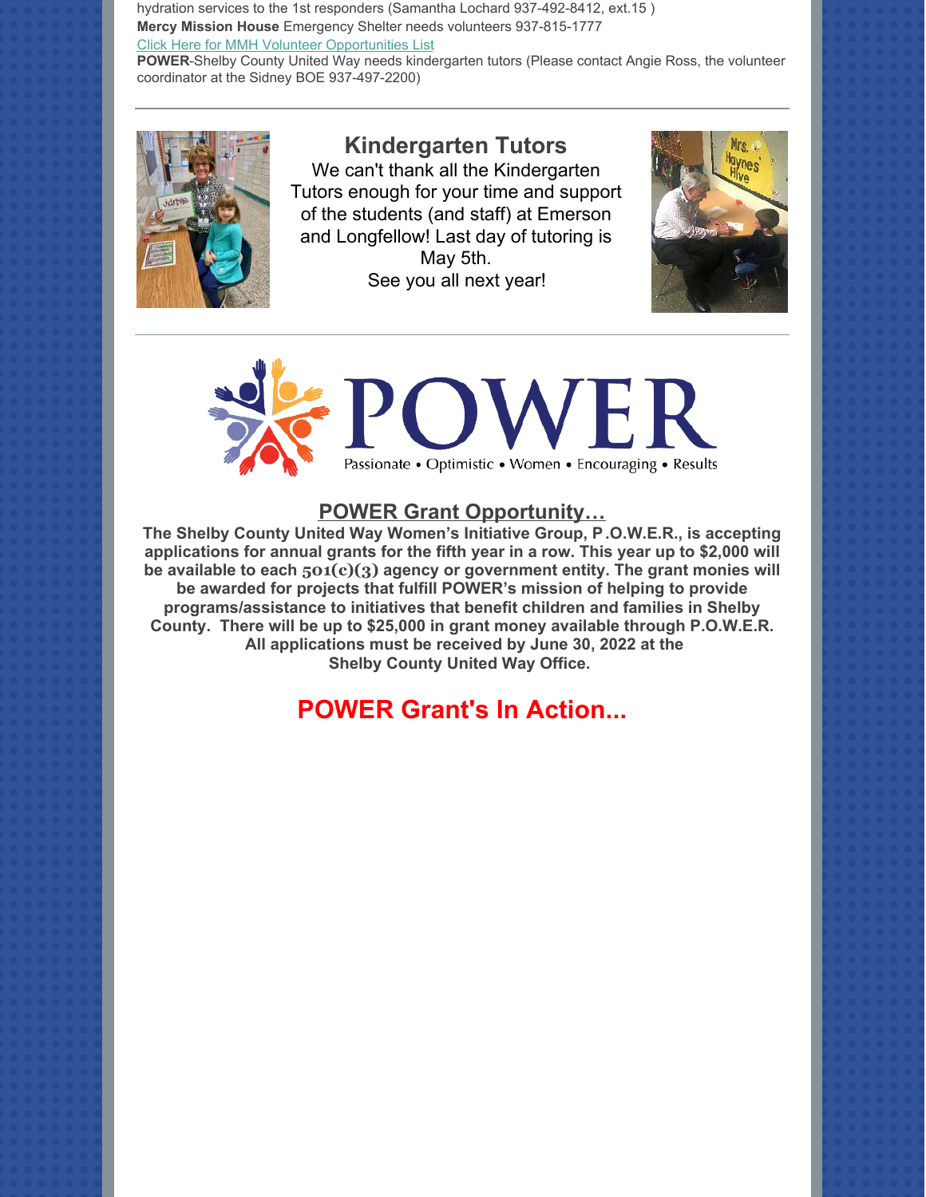hydration services to the 1st responders (Samantha Lochard 937-492-8412, ext.15 )

**Mercy Mission House** Emergency Shelter needs volunteers 937-815-1777

Click Here for MMH Volunteer Opportunities List

**POWER**-Shelby County United Way needs kindergarten tutors (Please contact Angie Ross, the volunteer coordinator at the Sidney BOE 937-497-2200)

## Kindergarten Tutors

We can't thank all the Kindergarten Tutors enough for your time and support of the students (and staff) at Emerson and Longfellow! Last day of tutoring is May 5th.
See you all next year!

POWER

Passionate • Optimistic • Women • Encouraging • Results

## POWER Grant Opportunity…

**The Shelby County United Way Women's Initiative Group, P.O.W.E.R., is accepting applications for annual grants for the fifth year in a row. This year up to $2,000 will be available to each 501(c)(3) agency or government entity. The grant monies will be awarded for projects that fulfill POWER's mission of helping to provide programs/assistance to initiatives that benefit children and families in Shelby County. There will be up to $25,000 in grant money available through P.O.W.E.R. All applications must be received by June 30, 2022 at the Shelby County United Way Office.**

## POWER Grant's In Action...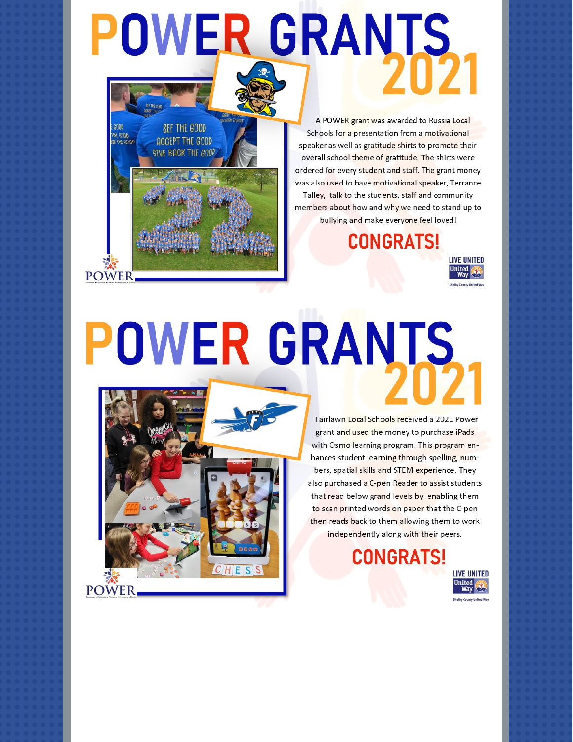# POWER GRANTS 2021

A POWER grant was awarded to Russia Local Schools for a presentation from a motivational speaker as well as gratitude shirts to promote their overall school theme of gratitude. The shirts were ordered for every student and staff. The grant money was also used to have motivational speaker, Terrance Talley, talk to the students, staff and community members about how and why we need to stand up to bullying and make everyone feel loved!

## CONGRATS!

LIVE UNITED
United Way
Shelby County United Way

# POWER GRANTS 2021

Fairlawn Local Schools received a 2021 Power grant and used the money to purchase iPads with Osmo learning program. This program enhances student learning through spelling, numbers, spatial skills and STEM experience. They also purchased a C-pen Reader to assist students that read below grand levels by enabling them to scan printed words on paper that the C-pen then reads back to them allowing them to work independently along with their peers.

## CONGRATS!

LIVE UNITED
United Way
Shelby County United Way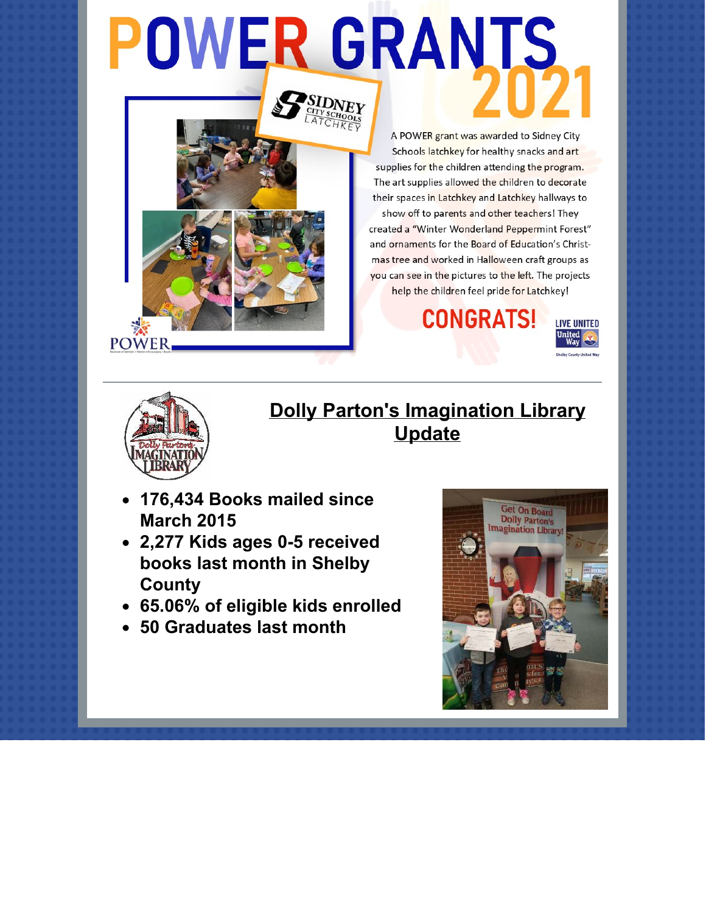# POWER GRANTS 2021

SIDNEY CITY SCHOOLS LATCHKEY

A POWER grant was awarded to Sidney City Schools latchkey for healthy snacks and art supplies for the children attending the program. The art supplies allowed the children to decorate their spaces in Latchkey and Latchkey hallways to show off to parents and other teachers! They created a "Winter Wonderland Peppermint Forest" and ornaments for the Board of Education's Christmas tree and worked in Halloween craft groups as you can see in the pictures to the left. The projects help the children feel pride for Latchkey!

**CONGRATS!**

LIVE UNITED United Way

Shelby County United Way

POWER

---

## Dolly Parton's Imagination Library Update

- **176,434 Books mailed since March 2015**
- **2,277 Kids ages 0-5 received books last month in Shelby County**
- **65.06% of eligible kids enrolled**
- **50 Graduates last month**